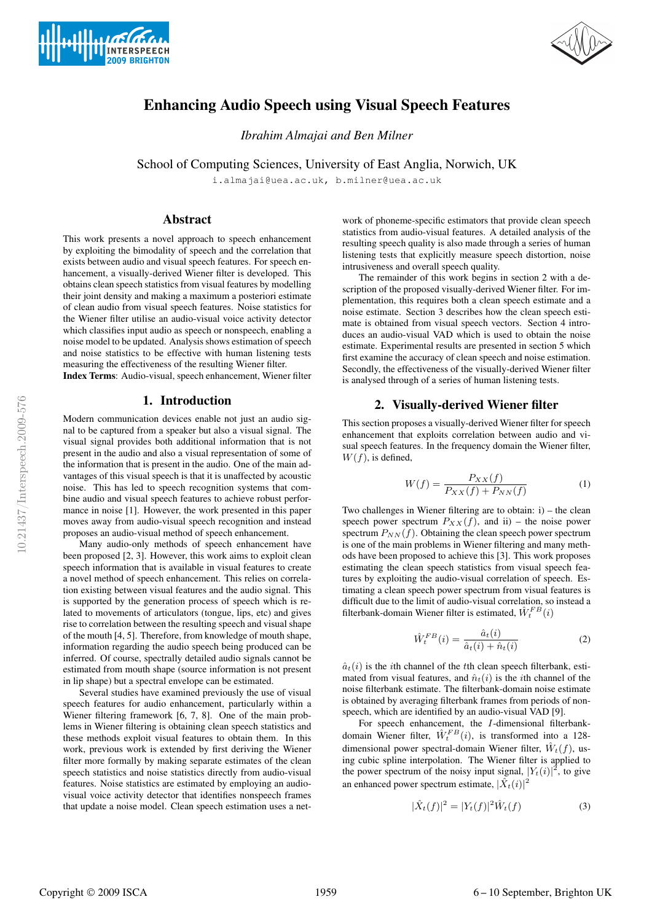# Enhancing Audio Speech using Visual Speech Features

*Ibrahim Almajai and Ben Milner*

School of Computing Sciences, University of East Anglia, Norwich, UK

i.almajai@uea.ac.uk, b.milner@uea.ac.uk

## Abstract

This work presents a novel approach to speech enhancement by exploiting the bimodality of speech and the correlation that exists between audio and visual speech features. For speech enhancement, a visually-derived Wiener filter is developed. This obtains clean speech statistics from visual features by modelling their joint density and making a maximum a posteriori estimate of clean audio from visual speech features. Noise statistics for the Wiener filter utilise an audio-visual voice activity detector which classifies input audio as speech or nonspeech, enabling a noise model to be updated. Analysis shows estimation of speech and noise statistics to be effective with human listening tests measuring the effectiveness of the resulting Wiener filter.

**Index Terms**: Audio-visual, speech enhancement, Wiener filter

## 1. Introduction

Modern communication devices enable not just an audio signal to be captured from a speaker but also a visual signal. The visual signal provides both additional information that is not present in the audio and also a visual representation of some of the information that is present in the audio. One of the main advantages of this visual speech is that it is unaffected by acoustic noise. This has led to speech recognition systems that combine audio and visual speech features to achieve robust performance in noise [1]. However, the work presented in this paper moves away from audio-visual speech recognition and instead proposes an audio-visual method of speech enhancement.

Many audio-only methods of speech enhancement have been proposed [2, 3]. However, this work aims to exploit clean speech information that is available in visual features to create a novel method of speech enhancement. This relies on correlation existing between visual features and the audio signal. This is supported by the generation process of speech which is related to movements of articulators (tongue, lips, etc) and gives rise to correlation between the resulting speech and visual shape of the mouth [4, 5]. Therefore, from knowledge of mouth shape, information regarding the audio speech being produced can be inferred. Of course, spectrally detailed audio signals cannot be estimated from mouth shape (source information is not present in lip shape) but a spectral envelope can be estimated.

Several studies have examined previously the use of visual speech features for audio enhancement, particularly within a Wiener filtering framework [6, 7, 8]. One of the main problems in Wiener filtering is obtaining clean speech statistics and these methods exploit visual features to obtain them. In this work, previous work is extended by first deriving the Wiener filter more formally by making separate estimates of the clean speech statistics and noise statistics directly from audio-visual features. Noise statistics are estimated by employing an audio-visual voice activity detector that identifies nonspeech frames that update a noise model. Clean speech estimation uses a network of phoneme-specific estimators that provide clean speech statistics from audio-visual features. A detailed analysis of the resulting speech quality is also made through a series of human listening tests that explicitly measure speech distortion, noise intrusiveness and overall speech quality.

The remainder of this work begins in section 2 with a description of the proposed visually-derived Wiener filter. For implementation, this requires both a clean speech estimate and a noise estimate. Section 3 describes how the clean speech estimate is obtained from visual speech vectors. Section 4 introduces an audio-visual VAD which is used to obtain the noise estimate. Experimental results are presented in section 5 which first examine the accuracy of clean speech and noise estimation. Secondly, the effectiveness of the visually-derived Wiener filter is analysed through of a series of human listening tests.

## 2. Visually-derived Wiener filter

This section proposes a visually-derived Wiener filter for speech enhancement that exploits correlation between audio and visual speech features. In the frequency domain the Wiener filter, $W(f)$, is defined,

$$W(f) = \frac{P_{XX}(f)}{P_{XX}(f) + P_{NN}(f)} \tag{1}$$

Two challenges in Wiener filtering are to obtain: i) – the clean speech power spectrum $P_{XX}(f)$, and ii) – the noise power spectrum $P_{NN}(f)$. Obtaining the clean speech power spectrum is one of the main problems in Wiener filtering and many methods have been proposed to achieve this [3]. This work proposes estimating the clean speech statistics from visual speech features by exploiting the audio-visual correlation of speech. Estimating a clean speech power spectrum from visual features is difficult due to the limit of audio-visual correlation, so instead a filterbank-domain Wiener filter is estimated, $\hat{W}_t^{FB}(i)$

$$\hat{W}_t^{FB}(i) = \frac{\hat{a}_t(i)}{\hat{a}_t(i) + \hat{n}_t(i)} \tag{2}$$

$\hat{a}_t(i)$ is the $i$th channel of the $t$th clean speech filterbank, estimated from visual features, and $\hat{n}_t(i)$ is the $i$th channel of the noise filterbank estimate. The filterbank-domain noise estimate is obtained by averaging filterbank frames from periods of non-speech, which are identified by an audio-visual VAD [9].

For speech enhancement, the $I$-dimensional filterbank-domain Wiener filter, $\hat{W}_t^{FB}(i)$, is transformed into a 128-dimensional power spectral-domain Wiener filter, $\hat{W}_t(f)$, using cubic spline interpolation. The Wiener filter is applied to the power spectrum of the noisy input signal, $|Y_t(i)|^2$, to give an enhanced power spectrum estimate, $|\hat{X}_t(i)|^2$

$$|\hat{X}_t(f)|^2 = |Y_t(f)|^2 \hat{W}_t(f) \tag{3}$$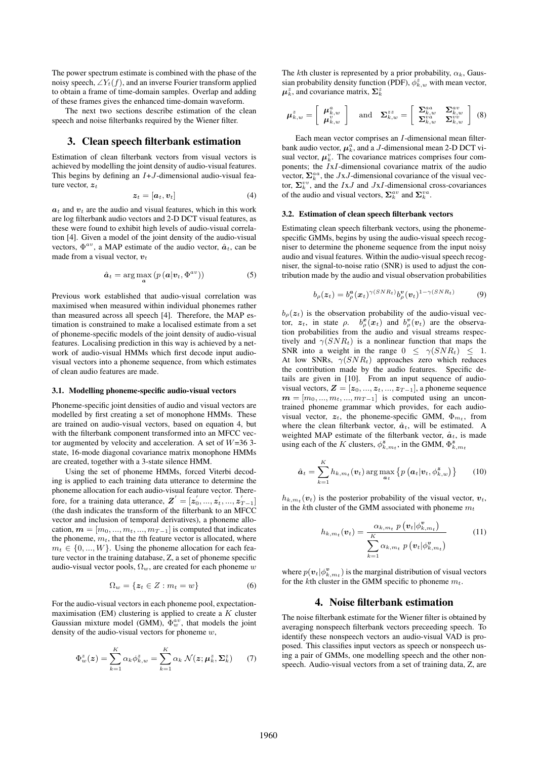The power spectrum estimate is combined with the phase of the noisy speech, $\angle Y_t(f)$, and an inverse Fourier transform applied to obtain a frame of time-domain samples. Overlap and adding of these frames gives the enhanced time-domain waveform.

The next two sections describe estimation of the clean speech and noise filterbanks required by the Wiener filter.

## 3. Clean speech filterbank estimation

Estimation of clean filterbank vectors from visual vectors is achieved by modelling the joint density of audio-visual features. This begins by defining an $I$+$J$-dimensional audio-visual feature vector, $\boldsymbol{z}_t$

$$\boldsymbol{z}_t = [\boldsymbol{a}_t, \boldsymbol{v}_t] \tag{4}$$

$\boldsymbol{a}_t$ and $\boldsymbol{v}_t$ are the audio and visual features, which in this work are log filterbank audio vectors and 2-D DCT visual features, as these were found to exhibit high levels of audio-visual correlation [4]. Given a model of the joint density of the audio-visual vectors, $\Phi^{av}$, a MAP estimate of the audio vector, $\hat{\boldsymbol{a}}_t$, can be made from a visual vector, $\boldsymbol{v}_t$

$$\hat{\boldsymbol{a}}_t = \arg\max_{\boldsymbol{a}} \left( p\left(\boldsymbol{a}|\boldsymbol{v}_t, \Phi^{av}\right)\right) \tag{5}$$

Previous work established that audio-visual correlation was maximised when measured within individual phonemes rather than measured across all speech [4]. Therefore, the MAP estimation is constrained to make a localised estimate from a set of phoneme-specific models of the joint density of audio-visual features. Localising prediction in this way is achieved by a network of audio-visual HMMs which first decode input audio-visual vectors into a phoneme sequence, from which estimates of clean audio features are made.

### 3.1. Modelling phoneme-specific audio-visual vectors

Phoneme-specific joint densities of audio and visual vectors are modelled by first creating a set of monophone HMMs. These are trained on audio-visual vectors, based on equation 4, but with the filterbank component transformed into an MFCC vector augmented by velocity and acceleration. A set of $W$=36 3-state, 16-mode diagonal covariance matrix monophone HMMs are created, together with a 3-state silence HMM.

Using the set of phoneme HMMs, forced Viterbi decoding is applied to each training data utterance to determine the phoneme allocation for each audio-visual feature vector. Therefore, for a training data utterance, $\boldsymbol{Z}' = [\boldsymbol{z}'_0, ..., \boldsymbol{z}'_t, ..., \boldsymbol{z}'_{T-1}]$ (the dash indicates the transform of the filterbank to an MFCC vector and inclusion of temporal derivatives), a phoneme allocation, $\boldsymbol{m} = [m_0, ..., m_t, ..., m_{T-1}]$ is computed that indicates the phoneme, $m_t$, that the $t$th feature vector is allocated, where $m_t \in \{0, ..., W\}$. Using the phoneme allocation for each feature vector in the training database, Z, a set of phoneme specific audio-visual vector pools, $\Omega_w$, are created for each phoneme $w$

$$\Omega_w = \{\boldsymbol{z}_t \in Z : m_t = w\} \tag{6}$$

For the audio-visual vectors in each phoneme pool, expectation-maximisation (EM) clustering is applied to create a $K$ cluster Gaussian mixture model (GMM), $\Phi^{av}_w$, that models the joint density of the audio-visual vectors for phoneme $w$,

$$\Phi^{z}_w(\boldsymbol{z}) = \sum_{k=1}^{K} \alpha_k \phi^{z}_{k,w} = \sum_{k=1}^{K} \alpha_k \, \mathcal{N}(\boldsymbol{z}; \boldsymbol{\mu}^{z}_k, \boldsymbol{\Sigma}^{z}_k) \tag{7}$$

The $k$th cluster is represented by a prior probability, $\alpha_k$, Gaussian probability density function (PDF), $\phi^{z}_{k,w}$ with mean vector, $\boldsymbol{\mu}^{z}_k$, and covariance matrix, $\boldsymbol{\Sigma}^{z}_k$

$$\boldsymbol{\mu}^{z}_{k,w} = \begin{bmatrix} \boldsymbol{\mu}^{a}_{k,w} \\ \boldsymbol{\mu}^{v}_{k,w} \end{bmatrix} \quad \text{and} \quad \boldsymbol{\Sigma}^{zz}_{k,w} = \begin{bmatrix} \boldsymbol{\Sigma}^{aa}_{k,w} & \boldsymbol{\Sigma}^{av}_{k,w} \\ \boldsymbol{\Sigma}^{va}_{k,w} & \boldsymbol{\Sigma}^{vv}_{k,w} \end{bmatrix} \tag{8}$$

Each mean vector comprises an $I$-dimensional mean filterbank audio vector, $\boldsymbol{\mu}^{a}_k$, and a $J$-dimensional mean 2-D DCT visual vector, $\boldsymbol{\mu}^{v}_k$. The covariance matrices comprises four components; the $I$x$I$-dimensional covariance matrix of the audio vector, $\boldsymbol{\Sigma}^{aa}_k$, the $J$x$J$-dimensional covariance of the visual vector, $\boldsymbol{\Sigma}^{vv}_k$, and the $I$x$J$ and $J$x$I$-dimensional cross-covariances of the audio and visual vectors, $\boldsymbol{\Sigma}^{av}_k$ and $\boldsymbol{\Sigma}^{va}_k$.

### 3.2. Estimation of clean speech filterbank vectors

Estimating clean speech filterbank vectors, using the phoneme-specific GMMs, begins by using the audio-visual speech recogniser to determine the phoneme sequence from the input noisy audio and visual features. Within the audio-visual speech recogniser, the signal-to-noise ratio (SNR) is used to adjust the contribution made by the audio and visual observation probabilities

$$b_\rho(\boldsymbol{z}_t) = b^{\boldsymbol{a}}_\rho(\boldsymbol{x}_t)^{\gamma(SNR_t)} b^{\boldsymbol{v}}_\rho(\boldsymbol{v}_t)^{1-\gamma(SNR_t)} \tag{9}$$

$b_\rho(\boldsymbol{z}_t)$ is the observation probability of the audio-visual vector, $\boldsymbol{z}_t$, in state $\rho$. $b^{\boldsymbol{x}}_\rho(\boldsymbol{x}_t)$ and $b^{\boldsymbol{v}}_\rho(\boldsymbol{v}_t)$ are the observation probabilities from the audio and visual streams respectively and $\gamma(SNR_t)$ is a nonlinear function that maps the SNR into a weight in the range $0 \leq \gamma(SNR_t) \leq 1$. At low SNRs, $\gamma(SNR_t)$ approaches zero which reduces the contribution made by the audio features. Specific details are given in [10]. From an input sequence of audio-visual vectors, $\boldsymbol{Z} = [\boldsymbol{z}_0, ..., \boldsymbol{z}_t, ..., \boldsymbol{z}_{T-1}]$, a phoneme sequence $\boldsymbol{m} = [m_0, ..., m_t, ..., m_{T-1}]$ is computed using an unconstrained phoneme grammar which provides, for each audio-visual vector, $\boldsymbol{z}_t$, the phoneme-specific GMM, $\Phi_{m_t}$, from where the clean filterbank vector, $\hat{\boldsymbol{a}}_t$, will be estimated. A weighted MAP estimate of the filterbank vector, $\hat{\boldsymbol{a}}_t$, is made using each of the $K$ clusters, $\phi^{\boldsymbol{z}}_{k,m_t}$, in the GMM, $\Phi^{\boldsymbol{z}}_{k,m_t}$

$$\hat{\boldsymbol{a}}_t = \sum_{k=1}^{K} h_{k,m_t}(\boldsymbol{v}_t) \arg\max_{\boldsymbol{a}_t} \left\{ p\left(\boldsymbol{a}_t|\boldsymbol{v}_t, \phi^{\boldsymbol{z}}_{k,w}\right)\right\} \tag{10}$$

$h_{k,m_t}(\boldsymbol{v}_t)$ is the posterior probability of the visual vector, $\boldsymbol{v}_t$, in the $k$th cluster of the GMM associated with phoneme $m_t$

$$h_{k,m_t}(\boldsymbol{v}_t) = \frac{\alpha_{k,m_t} \; p\left(\boldsymbol{v}_t|\phi^{\boldsymbol{v}}_{k,m_t}\right)}{\sum_{k=1}^{K} \alpha_{k,m_t} \; p\left(\boldsymbol{v}_t|\phi^{\boldsymbol{v}}_{k,m_t}\right)} \tag{11}$$

where $p(\boldsymbol{v}_t|\phi^{\boldsymbol{v}}_{k,m_t})$ is the marginal distribution of visual vectors for the $k$th cluster in the GMM specific to phoneme $m_t$.

## 4. Noise filterbank estimation

The noise filterbank estimate for the Wiener filter is obtained by averaging nonspeech filterbank vectors preceeding speech. To identify these nonspeech vectors an audio-visual VAD is proposed. This classifies input vectors as speech or nonspeech using a pair of GMMs, one modelling speech and the other nonspeech. Audio-visual vectors from a set of training data, Z, are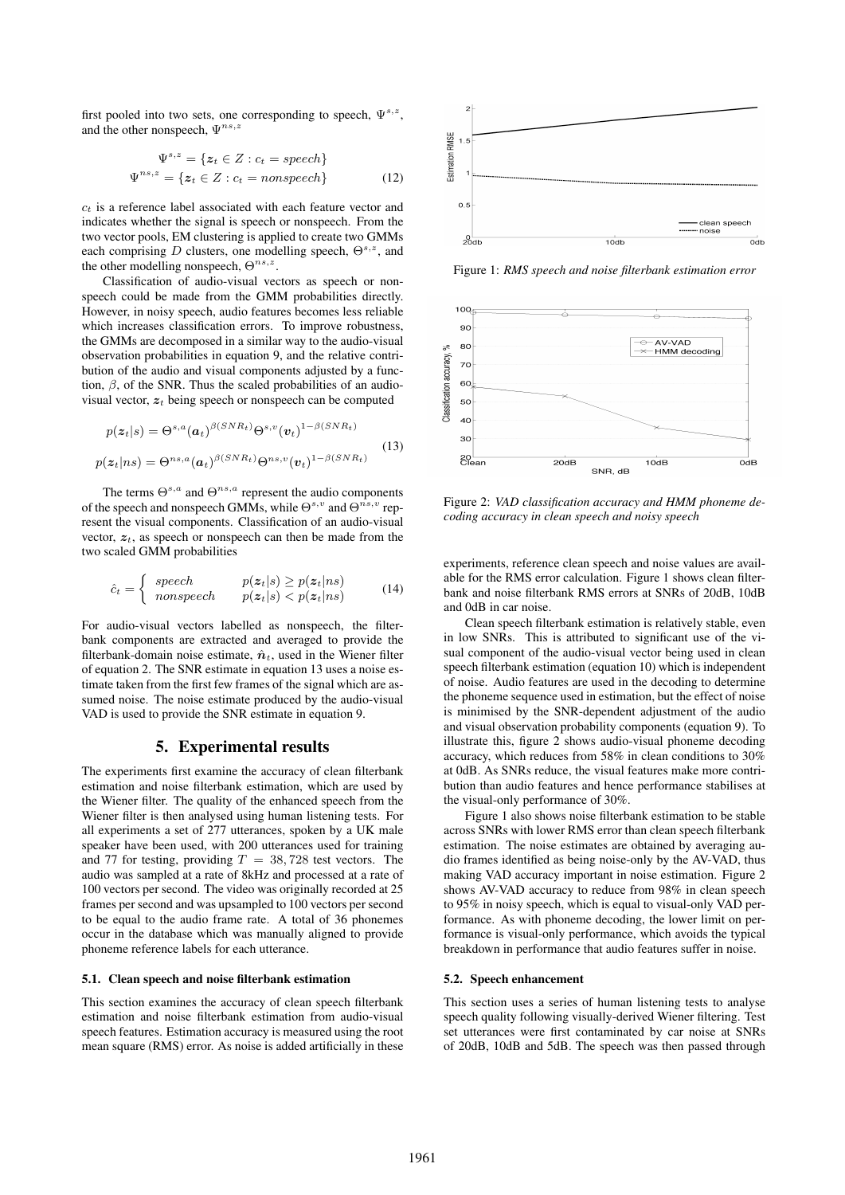first pooled into two sets, one corresponding to speech, $\Psi^{s,z}$, and the other nonspeech, $\Psi^{ns,z}$

$$\Psi^{s,z} = \{z_t \in Z : c_t = speech\}$$
$$\Psi^{ns,z} = \{z_t \in Z : c_t = nonspeech\} \tag{12}$$

$c_t$ is a reference label associated with each feature vector and indicates whether the signal is speech or nonspeech. From the two vector pools, EM clustering is applied to create two GMMs each comprising $D$ clusters, one modelling speech, $\Theta^{s,z}$, and the other modelling nonspeech, $\Theta^{ns,z}$.

Classification of audio-visual vectors as speech or nonspeech could be made from the GMM probabilities directly. However, in noisy speech, audio features becomes less reliable which increases classification errors. To improve robustness, the GMMs are decomposed in a similar way to the audio-visual observation probabilities in equation 9, and the relative contribution of the audio and visual components adjusted by a function, $\beta$, of the SNR. Thus the scaled probabilities of an audio-visual vector, $z_t$ being speech or nonspeech can be computed

$$p(z_t|s) = \Theta^{s,a}(a_t)^{\beta(SNR_t)}\Theta^{s,v}(v_t)^{1-\beta(SNR_t)}$$
$$p(z_t|ns) = \Theta^{ns,a}(a_t)^{\beta(SNR_t)}\Theta^{ns,v}(v_t)^{1-\beta(SNR_t)} \tag{13}$$

The terms $\Theta^{s,a}$ and $\Theta^{ns,a}$ represent the audio components of the speech and nonspeech GMMs, while $\Theta^{s,v}$ and $\Theta^{ns,v}$ represent the visual components. Classification of an audio-visual vector, $z_t$, as speech or nonspeech can then be made from the two scaled GMM probabilities

$$\hat{c}_t = \begin{cases} speech & p(z_t|s) \geq p(z_t|ns) \\ nonspeech & p(z_t|s) < p(z_t|ns) \end{cases} \tag{14}$$

For audio-visual vectors labelled as nonspeech, the filterbank components are extracted and averaged to provide the filterbank-domain noise estimate, $\hat{n}_t$, used in the Wiener filter of equation 2. The SNR estimate in equation 13 uses a noise estimate taken from the first few frames of the signal which are assumed noise. The noise estimate produced by the audio-visual VAD is used to provide the SNR estimate in equation 9.

## 5. Experimental results

The experiments first examine the accuracy of clean filterbank estimation and noise filterbank estimation, which are used by the Wiener filter. The quality of the enhanced speech from the Wiener filter is then analysed using human listening tests. For all experiments a set of 277 utterances, spoken by a UK male speaker have been used, with 200 utterances used for training and 77 for testing, providing $T = 38,728$ test vectors. The audio was sampled at a rate of 8kHz and processed at a rate of 100 vectors per second. The video was originally recorded at 25 frames per second and was upsampled to 100 vectors per second to be equal to the audio frame rate. A total of 36 phonemes occur in the database which was manually aligned to provide phoneme reference labels for each utterance.

### 5.1. Clean speech and noise filterbank estimation

This section examines the accuracy of clean speech filterbank estimation and noise filterbank estimation from audio-visual speech features. Estimation accuracy is measured using the root mean square (RMS) error. As noise is added artificially in these experiments, reference clean speech and noise values are available for the RMS error calculation. Figure 1 shows clean filterbank and noise filterbank RMS errors at SNRs of 20dB, 10dB and 0dB in car noise.

Figure 1: *RMS speech and noise filterbank estimation error*

Figure 2: *VAD classification accuracy and HMM phoneme decoding accuracy in clean speech and noisy speech*

Clean speech filterbank estimation is relatively stable, even in low SNRs. This is attributed to significant use of the visual component of the audio-visual vector being used in clean speech filterbank estimation (equation 10) which is independent of noise. Audio features are used in the decoding to determine the phoneme sequence used in estimation, but the effect of noise is minimised by the SNR-dependent adjustment of the audio and visual observation probability components (equation 9). To illustrate this, figure 2 shows audio-visual phoneme decoding accuracy, which reduces from 58% in clean conditions to 30% at 0dB. As SNRs reduce, the visual features make more contribution than audio features and hence performance stabilises at the visual-only performance of 30%.

Figure 1 also shows noise filterbank estimation to be stable across SNRs with lower RMS error than clean speech filterbank estimation. The noise estimates are obtained by averaging audio frames identified as being noise-only by the AV-VAD, thus making VAD accuracy important in noise estimation. Figure 2 shows AV-VAD accuracy to reduce from 98% in clean speech to 95% in noisy speech, which is equal to visual-only VAD performance. As with phoneme decoding, the lower limit on performance is visual-only performance, which avoids the typical breakdown in performance that audio features suffer in noise.

### 5.2. Speech enhancement

This section uses a series of human listening tests to analyse speech quality following visually-derived Wiener filtering. Test set utterances were first contaminated by car noise at SNRs of 20dB, 10dB and 5dB. The speech was then passed through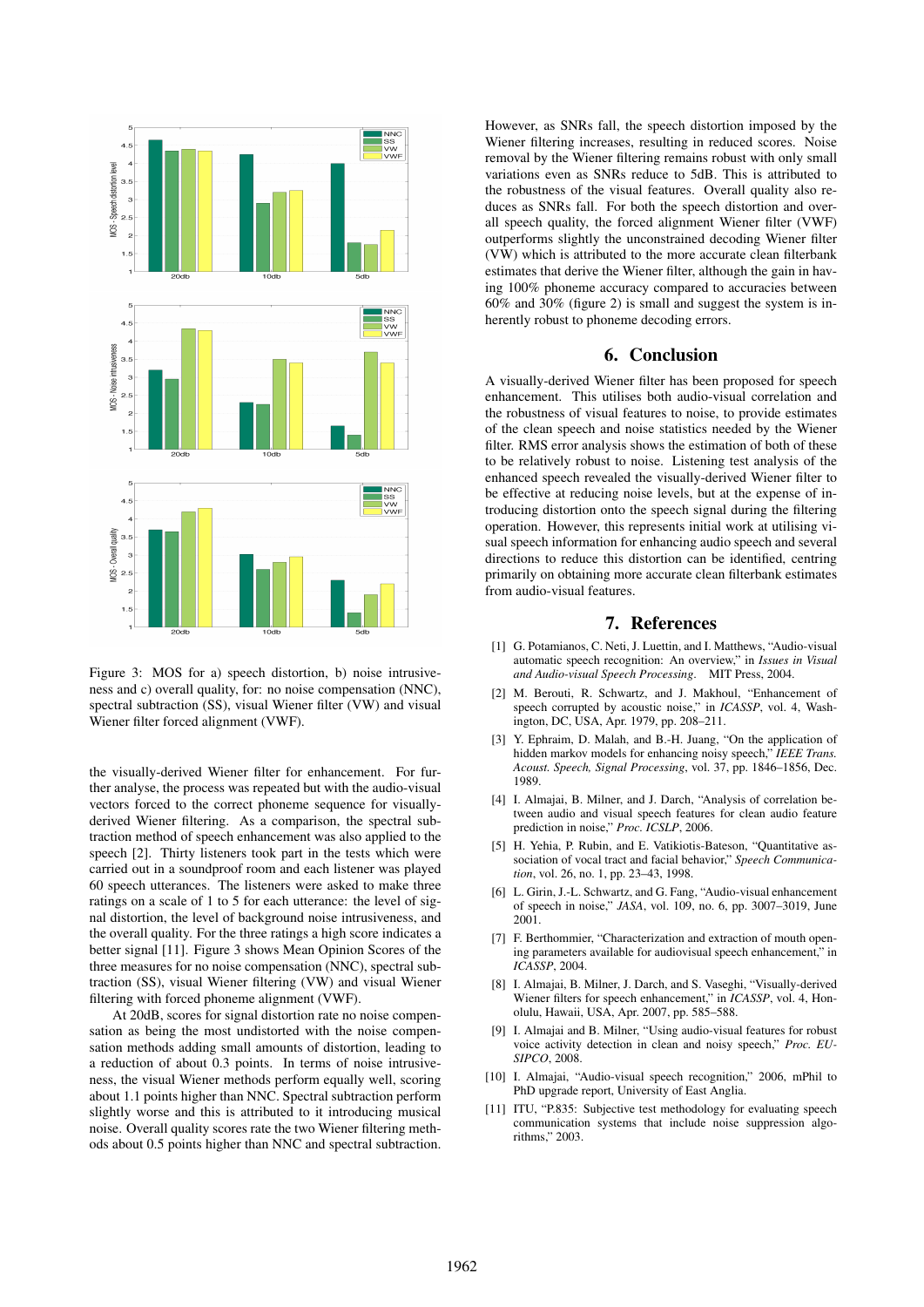5
4.5
4
3.5
3
2.5
2
1.5
1

MOS - Speech distortion level

20db 10db 5db

NNC
SS
VW
VWF

5
4.5
4
3.5
3
2.5
2
1.5
1

MOS - Noise intrusiveness

20db 10db 5db

NNC
SS
VW
VWF

5
4.5
4
3.5
3
2.5
2
1.5
1

MOS - Overall quality

20db 10db 5db

NNC
SS
VW
VWF

Figure 3: MOS for a) speech distortion, b) noise intrusiveness and c) overall quality, for: no noise compensation (NNC), spectral subtraction (SS), visual Wiener filter (VW) and visual Wiener filter forced alignment (VWF).

the visually-derived Wiener filter for enhancement. For further analyse, the process was repeated but with the audio-visual vectors forced to the correct phoneme sequence for visually-derived Wiener filtering. As a comparison, the spectral subtraction method of speech enhancement was also applied to the speech [2]. Thirty listeners took part in the tests which were carried out in a soundproof room and each listener was played 60 speech utterances. The listeners were asked to make three ratings on a scale of 1 to 5 for each utterance: the level of signal distortion, the level of background noise intrusiveness, and the overall quality. For the three ratings a high score indicates a better signal [11]. Figure 3 shows Mean Opinion Scores of the three measures for no noise compensation (NNC), spectral subtraction (SS), visual Wiener filtering (VW) and visual Wiener filtering with forced phoneme alignment (VWF).

At 20dB, scores for signal distortion rate no noise compensation as being the most undistorted with the noise compensation methods adding small amounts of distortion, leading to a reduction of about 0.3 points. In terms of noise intrusiveness, the visual Wiener methods perform equally well, scoring about 1.1 points higher than NNC. Spectral subtraction perform slightly worse and this is attributed to it introducing musical noise. Overall quality scores rate the two Wiener filtering methods about 0.5 points higher than NNC and spectral subtraction.

However, as SNRs fall, the speech distortion imposed by the Wiener filtering increases, resulting in reduced scores. Noise removal by the Wiener filtering remains robust with only small variations even as SNRs reduce to 5dB. This is attributed to the robustness of the visual features. Overall quality also reduces as SNRs fall. For both the speech distortion and overall speech quality, the forced alignment Wiener filter (VWF) outperforms slightly the unconstrained decoding Wiener filter (VW) which is attributed to the more accurate clean filterbank estimates that derive the Wiener filter, although the gain in having 100% phoneme accuracy compared to accuracies between 60% and 30% (figure 2) is small and suggest the system is inherently robust to phoneme decoding errors.

## 6. Conclusion

A visually-derived Wiener filter has been proposed for speech enhancement. This utilises both audio-visual correlation and the robustness of visual features to noise, to provide estimates of the clean speech and noise statistics needed by the Wiener filter. RMS error analysis shows the estimation of both of these to be relatively robust to noise. Listening test analysis of the enhanced speech revealed the visually-derived Wiener filter to be effective at reducing noise levels, but at the expense of introducing distortion onto the speech signal during the filtering operation. However, this represents initial work at utilising visual speech information for enhancing audio speech and several directions to reduce this distortion can be identified, centring primarily on obtaining more accurate clean filterbank estimates from audio-visual features.

## 7. References

[1] G. Potamianos, C. Neti, J. Luettin, and I. Matthews, "Audio-visual automatic speech recognition: An overview," in *Issues in Visual and Audio-visual Speech Processing*. MIT Press, 2004.

[2] M. Berouti, R. Schwartz, and J. Makhoul, "Enhancement of speech corrupted by acoustic noise," in *ICASSP*, vol. 4, Washington, DC, USA, Apr. 1979, pp. 208–211.

[3] Y. Ephraim, D. Malah, and B.-H. Juang, "On the application of hidden markov models for enhancing noisy speech," *IEEE Trans. Acoust. Speech, Signal Processing*, vol. 37, pp. 1846–1856, Dec. 1989.

[4] I. Almajai, B. Milner, and J. Darch, "Analysis of correlation between audio and visual speech features for clean audio feature prediction in noise," *Proc. ICSLP*, 2006.

[5] H. Yehia, P. Rubin, and E. Vatikiotis-Bateson, "Quantitative association of vocal tract and facial behavior," *Speech Communication*, vol. 26, no. 1, pp. 23–43, 1998.

[6] L. Girin, J.-L. Schwartz, and G. Fang, "Audio-visual enhancement of speech in noise," *JASA*, vol. 109, no. 6, pp. 3007–3019, June 2001.

[7] F. Berthommier, "Characterization and extraction of mouth opening parameters available for audiovisual speech enhancement," in *ICASSP*, 2004.

[8] I. Almajai, B. Milner, J. Darch, and S. Vaseghi, "Visually-derived Wiener filters for speech enhancement," in *ICASSP*, vol. 4, Honolulu, Hawaii, USA, Apr. 2007, pp. 585–588.

[9] I. Almajai and B. Milner, "Using audio-visual features for robust voice activity detection in clean and noisy speech," *Proc. EUSIPCO*, 2008.

[10] I. Almajai, "Audio-visual speech recognition," 2006, mPhil to PhD upgrade report, University of East Anglia.

[11] ITU, "P.835: Subjective test methodology for evaluating speech communication systems that include noise suppression algorithms," 2003.